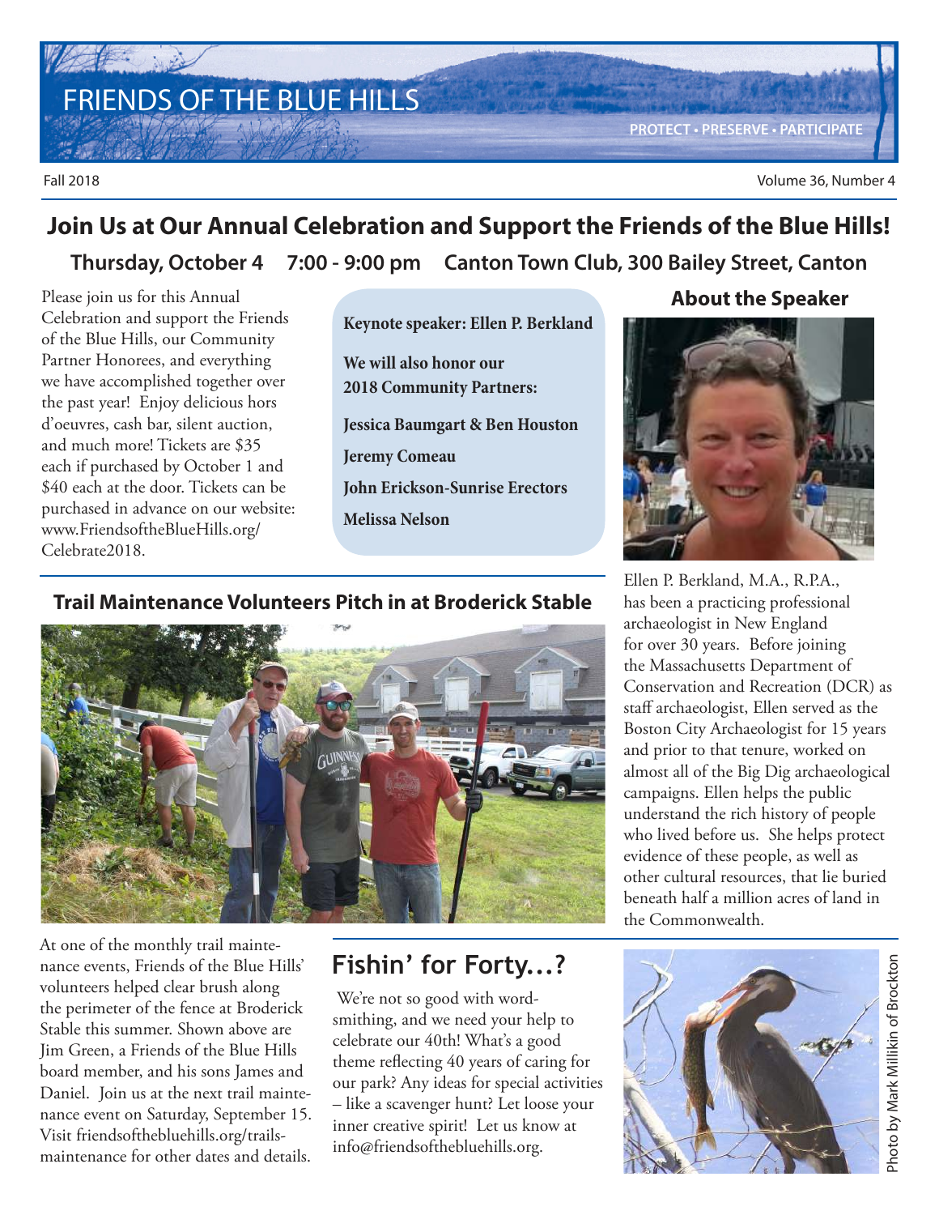# FRIENDS OF THE BLUE HILLS

PROTECT • PRESERVE • PARTICIPATE

Fall 2018

## Join Us at Our Annual Celebration and Support the Friends of the Blue Hills!

### Thursday, October 4 7:00 - 9:00 pm Canton Town Club, 300 Bailey Street, Canton

Please join us for this Annual Celebration and support the Friends of the Blue Hills, our Community Partner Honorees, and everything we have accomplished together over the past year! Enjoy delicious hors d'oeuvres, cash bar, silent auction, and much more! Tickets are $35 each if purchased by October 1 and $40 each at the door. Tickets can be purchased in advance on our website: www.FriendsoftheBlueHills.org/Celebrate2018.

**Keynote speaker: Ellen P. Berkland**

**We will also honor our 2018 Community Partners:**

**Jessica Baumgart & Ben Houston**

**Jeremy Comeau**

**John Erickson-Sunrise Erectors**

**Melissa Nelson**

### About the Speaker

Ellen P. Berkland, M.A., R.P.A., has been a practicing professional archaeologist in New England for over 30 years. Before joining the Massachusetts Department of Conservation and Recreation (DCR) as staff archaeologist, Ellen served as the Boston City Archaeologist for 15 years and prior to that tenure, worked on almost all of the Big Dig archaeological campaigns. Ellen helps the public understand the rich history of people who lived before us. She helps protect evidence of these people, as well as other cultural resources, that lie buried beneath half a million acres of land in the Commonwealth.

## Trail Maintenance Volunteers Pitch in at Broderick Stable

At one of the monthly trail maintenance events, Friends of the Blue Hills' volunteers helped clear brush along the perimeter of the fence at Broderick Stable this summer. Shown above are Jim Green, a Friends of the Blue Hills board member, and his sons James and Daniel. Join us at the next trail maintenance event on Saturday, September 15. Visit friendsofthebluehills.org/trails-maintenance for other dates and details.

## Fishin' for Forty…?

We're not so good with wordsmithing, and we need your help to celebrate our 40th! What's a good theme reflecting 40 years of caring for our park? Any ideas for special activities – like a scavenger hunt? Let loose your inner creative spirit! Let us know at info@friendsofthebluehills.org.

Photo by Mark Millikin of Brockton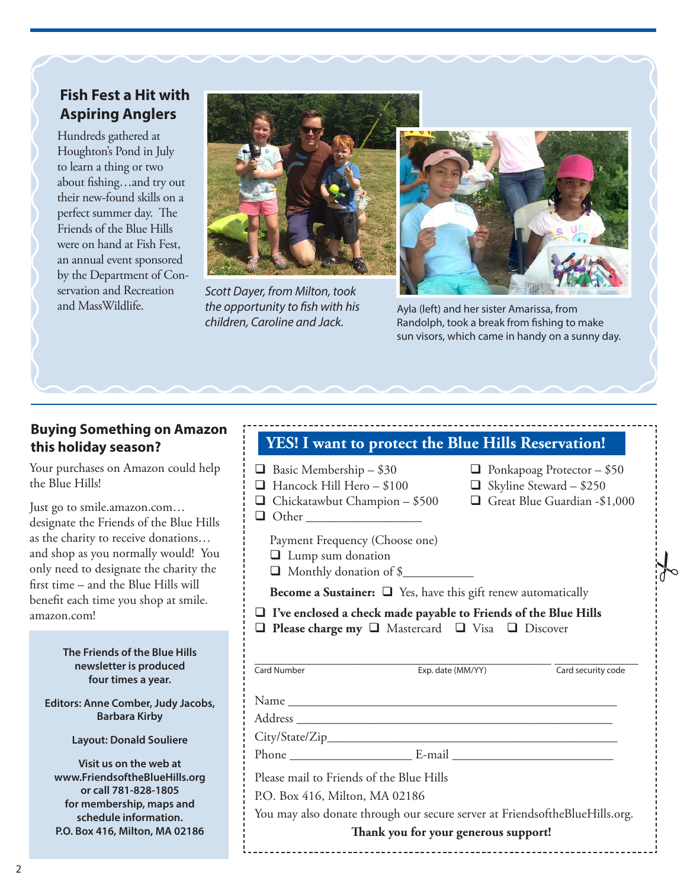## Fish Fest a Hit with Aspiring Anglers

Hundreds gathered at Houghton's Pond in July to learn a thing or two about fishing…and try out their new-found skills on a perfect summer day. The Friends of the Blue Hills were on hand at Fish Fest, an annual event sponsored by the Department of Conservation and Recreation and MassWildlife.

*Scott Dayer, from Milton, took the opportunity to fish with his children, Caroline and Jack.*

Ayla (left) and her sister Amarissa, from Randolph, took a break from fishing to make sun visors, which came in handy on a sunny day.

## Buying Something on Amazon this holiday season?

Your purchases on Amazon could help the Blue Hills!

Just go to smile.amazon.com… designate the Friends of the Blue Hills as the charity to receive donations… and shop as you normally would! You only need to designate the charity the first time – and the Blue Hills will benefit each time you shop at smile.amazon.com!

**The Friends of the Blue Hills newsletter is produced four times a year.**

**Editors: Anne Comber, Judy Jacobs, Barbara Kirby**

**Layout: Donald Souliere**

**Visit us on the web at www.FriendsoftheBlueHills.org or call 781-828-1805 for membership, maps and schedule information. P.O. Box 416, Milton, MA 02186**

## YES! I want to protect the Blue Hills Reservation!

- ❑ Basic Membership – $30
- ❑ Ponkapoag Protector – $50
- ❑ Hancock Hill Hero – $100
- ❑ Skyline Steward – $250
- ❑ Chickatawbut Champion – $500
- ❑ Great Blue Guardian -$1,000
- ❑ Other ___________________

Payment Frequency (Choose one)

- ❑ Lump sum donation
- ❑ Monthly donation of $___________

**Become a Sustainer:** ❑ Yes, have this gift renew automatically

❑ **I've enclosed a check made payable to Friends of the Blue Hills**

❑ **Please charge my** ❑ Mastercard ❑ Visa ❑ Discover

Card Number _______________ Exp. date (MM/YY) _______________ Card security code _______________

Name ___________________________________________

Address ___________________________________________

City/State/Zip___________________________________________

Phone ____________________ E-mail __________________________

Please mail to Friends of the Blue Hills

P.O. Box 416, Milton, MA 02186

You may also donate through our secure server at FriendsoftheBlueHills.org.

**Thank you for your generous support!**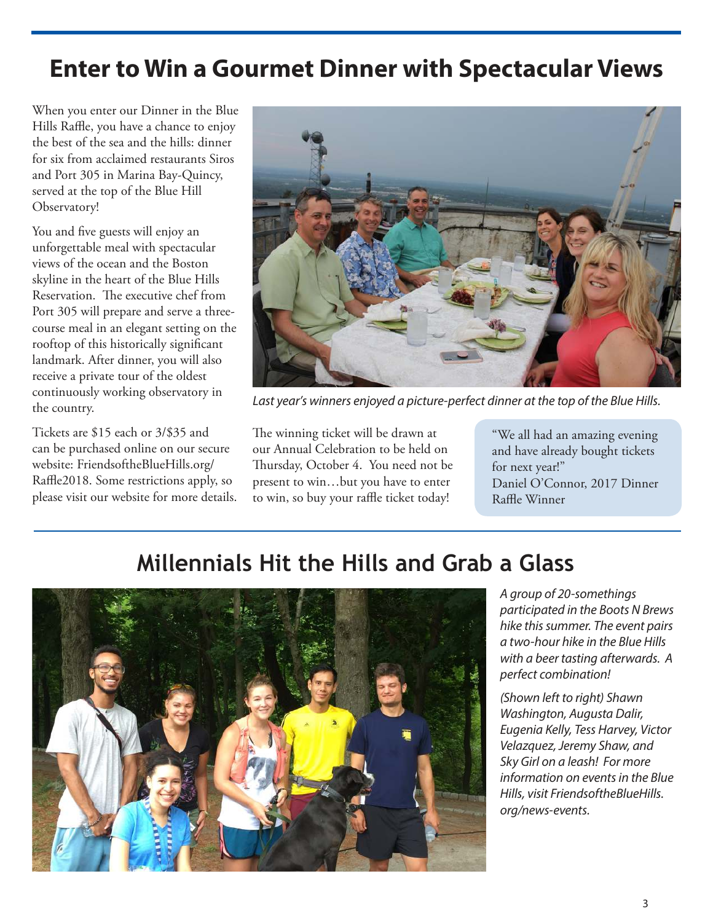## Enter to Win a Gourmet Dinner with Spectacular Views

When you enter our Dinner in the Blue Hills Raffle, you have a chance to enjoy the best of the sea and the hills: dinner for six from acclaimed restaurants Siros and Port 305 in Marina Bay-Quincy, served at the top of the Blue Hill Observatory!

You and five guests will enjoy an unforgettable meal with spectacular views of the ocean and the Boston skyline in the heart of the Blue Hills Reservation. The executive chef from Port 305 will prepare and serve a three-course meal in an elegant setting on the rooftop of this historically significant landmark. After dinner, you will also receive a private tour of the oldest continuously working observatory in the country.

Tickets are $15 each or 3/$35 and can be purchased online on our secure website: FriendsoftheBlueHills.org/Raffle2018. Some restrictions apply, so please visit our website for more details.

*Last year's winners enjoyed a picture-perfect dinner at the top of the Blue Hills.*

The winning ticket will be drawn at our Annual Celebration to be held on Thursday, October 4. You need not be present to win…but you have to enter to win, so buy your raffle ticket today!

"We all had an amazing evening and have already bought tickets for next year!"
Daniel O'Connor, 2017 Dinner Raffle Winner

## Millennials Hit the Hills and Grab a Glass

*A group of 20-somethings participated in the Boots N Brews hike this summer. The event pairs a two-hour hike in the Blue Hills with a beer tasting afterwards. A perfect combination!*

*(Shown left to right) Shawn Washington, Augusta Dalir, Eugenia Kelly, Tess Harvey, Victor Velazquez, Jeremy Shaw, and Sky Girl on a leash! For more information on events in the Blue Hills, visit FriendsoftheBlueHills.org/news-events.*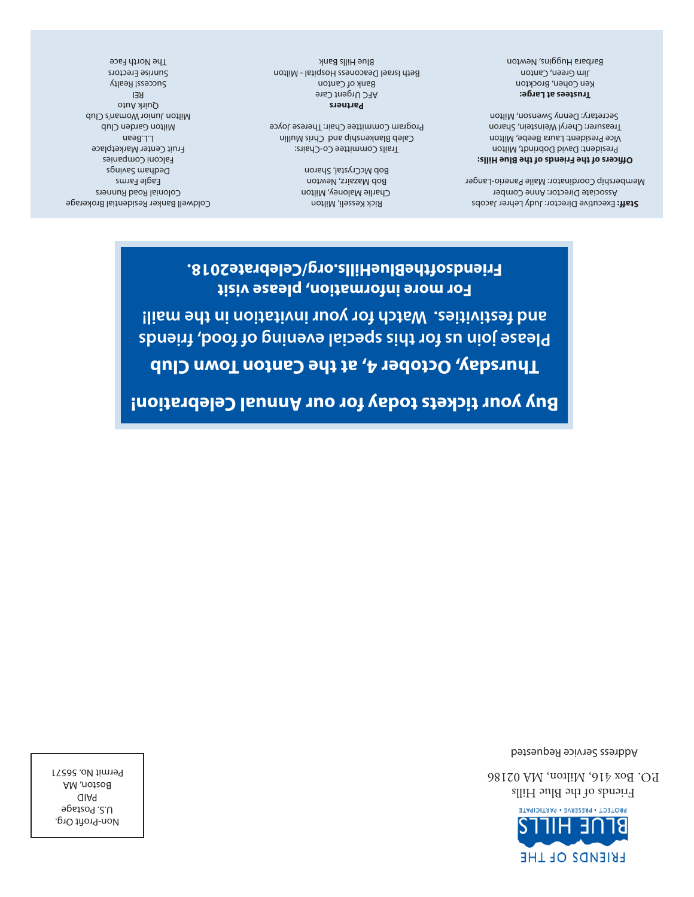**Staff:** Executive Director: Judy Lehrer Jacobs
Associate Director: Anne Comber
Membership Coordinator: Maile Panerio-Langer

**Officers of the Friends of the Blue Hills:**
President: David Dobrindt, Milton
Vice President: Laura Beebe, Milton
Treasurer: Cheryl Weinstein, Sharon
Secretary: Denny Swenson, Milton

**Trustees at Large:**
Ken Cohen, Brockton
Jim Green, Canton
Barbara Huggins, Newton

Rick Kesseli, Milton
Charlie Maloney, Milton
Bob Mazaitz, Newton
Bob McCrystal, Sharon

Trails Committee Co-Chairs:
Caleb Blankenship and Chris Mullin
Program Committee Chair: Therese Joyce

**Partners**
AFC Urgent Care
Bank of Canton
Beth Israel Deaconess Hospital - Milton
Blue Hills Bank
Coldwell Banker Residential Brokerage
Colonial Road Runners
Eagle Farms
Dedham Savings
Falconi Companies
Fruit Center Marketplace
L.L.Bean
Milton Garden Club
Milton Junior Woman's Club
Quirk Auto
REI
Success! Realty
Sunrise Erectors
The North Face

**Buy your tickets today for our Annual Celebration!**

**Thursday, October 4, at the Canton Town Club**

**Please join us for this special evening of food, friends and festivities. Watch for your invitation in the mail!**

**For more information, please visit FriendsoftheBlueHills.org/Celebrate2018.**

FRIENDS OF THE BLUE HILLS
PROTECT • PRESERVE • PARTICIPATE

Friends of the Blue Hills
P.O. Box 416, Milton, MA 02186

Address Service Requested

Non-Profit Org.
U.S. Postage
PAID
Boston, MA
Permit No. 56571